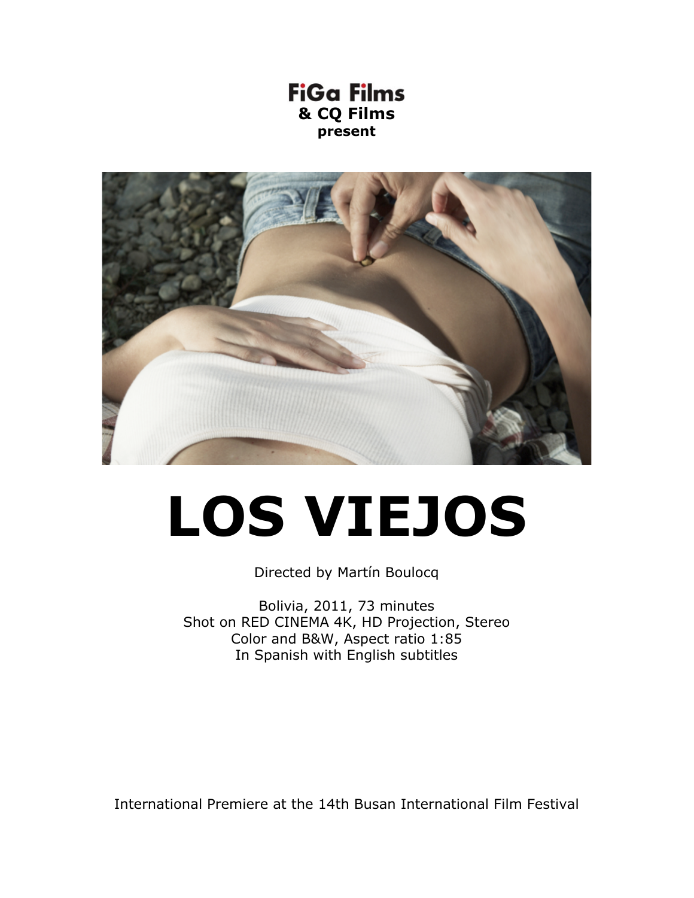**FiGa Films**
**& CQ Films**
**present**

# LOS VIEJOS

Directed by Martín Boulocq

Bolivia, 2011, 73 minutes
Shot on RED CINEMA 4K, HD Projection, Stereo
Color and B&W, Aspect ratio 1:85
In Spanish with English subtitles

International Premiere at the 14th Busan International Film Festival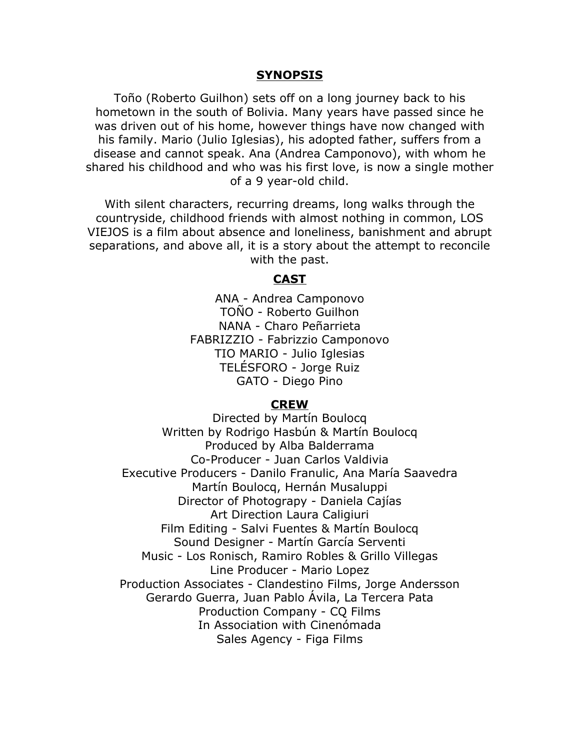## SYNOPSIS

Toño (Roberto Guilhon) sets off on a long journey back to his hometown in the south of Bolivia. Many years have passed since he was driven out of his home, however things have now changed with his family. Mario (Julio Iglesias), his adopted father, suffers from a disease and cannot speak. Ana (Andrea Camponovo), with whom he shared his childhood and who was his first love, is now a single mother of a 9 year-old child.

With silent characters, recurring dreams, long walks through the countryside, childhood friends with almost nothing in common, LOS VIEJOS is a film about absence and loneliness, banishment and abrupt separations, and above all, it is a story about the attempt to reconcile with the past.

## CAST

ANA - Andrea Camponovo
TOÑO - Roberto Guilhon
NANA - Charo Peñarrieta
FABRIZZIO - Fabrizzio Camponovo
TIO MARIO - Julio Iglesias
TELÉSFORO - Jorge Ruiz
GATO - Diego Pino

## CREW

Directed by Martín Boulocq
Written by Rodrigo Hasbún & Martín Boulocq
Produced by Alba Balderrama
Co-Producer - Juan Carlos Valdivia
Executive Producers - Danilo Franulic, Ana María Saavedra
Martín Boulocq, Hernán Musaluppi
Director of Photograpy - Daniela Cajías
Art Direction Laura Caligiuri
Film Editing - Salvi Fuentes & Martín Boulocq
Sound Designer - Martín García Serventi
Music - Los Ronisch, Ramiro Robles & Grillo Villegas
Line Producer - Mario Lopez
Production Associates - Clandestino Films, Jorge Andersson
Gerardo Guerra, Juan Pablo Ávila, La Tercera Pata
Production Company - CQ Films
In Association with Cinenómada
Sales Agency - Figa Films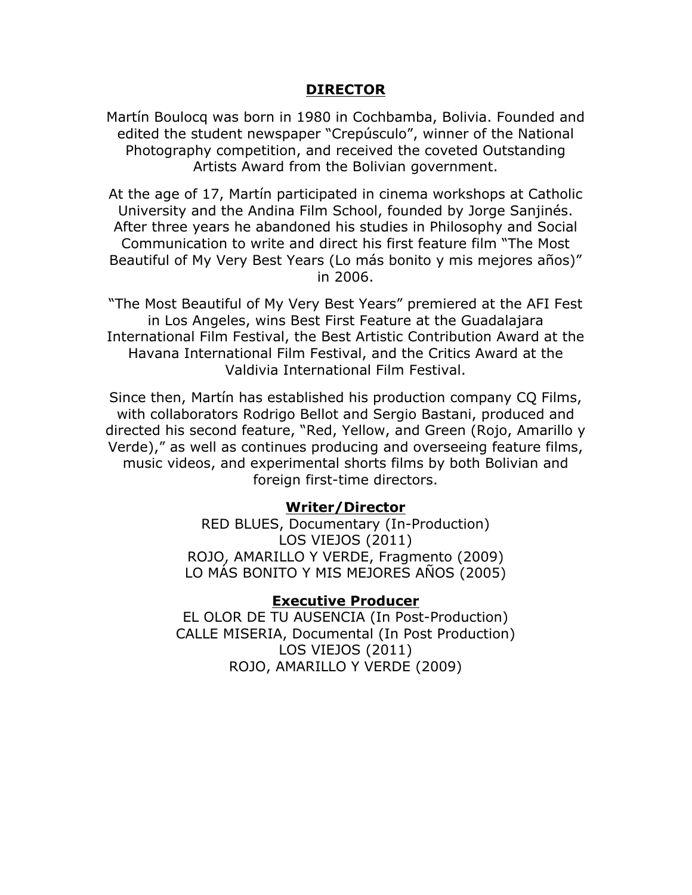## DIRECTOR

Martín Boulocq was born in 1980 in Cochbamba, Bolivia. Founded and edited the student newspaper "Crepúsculo", winner of the National Photography competition, and received the coveted Outstanding Artists Award from the Bolivian government.

At the age of 17, Martín participated in cinema workshops at Catholic University and the Andina Film School, founded by Jorge Sanjinés. After three years he abandoned his studies in Philosophy and Social Communication to write and direct his first feature film "The Most Beautiful of My Very Best Years (Lo más bonito y mis mejores años)" in 2006.

"The Most Beautiful of My Very Best Years" premiered at the AFI Fest in Los Angeles, wins Best First Feature at the Guadalajara International Film Festival, the Best Artistic Contribution Award at the Havana International Film Festival, and the Critics Award at the Valdivia International Film Festival.

Since then, Martín has established his production company CQ Films, with collaborators Rodrigo Bellot and Sergio Bastani, produced and directed his second feature, "Red, Yellow, and Green (Rojo, Amarillo y Verde)," as well as continues producing and overseeing feature films, music videos, and experimental shorts films by both Bolivian and foreign first-time directors.

### Writer/Director

RED BLUES, Documentary (In-Production)
LOS VIEJOS (2011)
ROJO, AMARILLO Y VERDE, Fragmento (2009)
LO MÁS BONITO Y MIS MEJORES AÑOS (2005)

### Executive Producer

EL OLOR DE TU AUSENCIA (In Post-Production)
CALLE MISERIA, Documental (In Post Production)
LOS VIEJOS (2011)
ROJO, AMARILLO Y VERDE (2009)